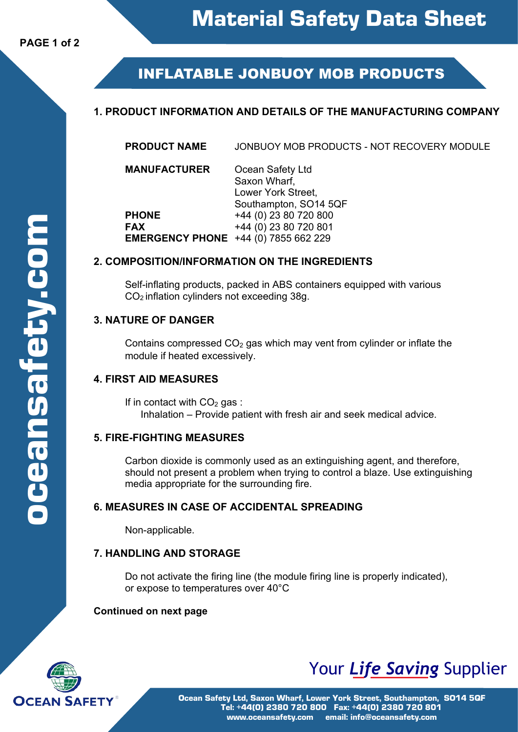# Material Safety Data Sheet

## INFLATABLE JONBUOY MOB PRODUCTS

### 1. PRODUCT INFORMATION AND DETAILS OF THE MANUFACTURING COMPANY

**PRODUCT NAME** JONBUOY MOB PRODUCTS - NOT RECOVERY MODULE

**MANUFACTURER** Ocean Safety Ltd
Saxon Wharf,
Lower York Street,
Southampton, SO14 5QF

**PHONE** +44 (0) 23 80 720 800
**FAX** +44 (0) 23 80 720 801
**EMERGENCY PHONE** +44 (0) 7855 662 229

### 2. COMPOSITION/INFORMATION ON THE INGREDIENTS

Self-inflating products, packed in ABS containers equipped with various $CO_2$ inflation cylinders not exceeding 38g.

### 3. NATURE OF DANGER

Contains compressed $CO_2$ gas which may vent from cylinder or inflate the module if heated excessively.

### 4. FIRST AID MEASURES

If in contact with $CO_2$ gas :
Inhalation – Provide patient with fresh air and seek medical advice.

### 5. FIRE-FIGHTING MEASURES

Carbon dioxide is commonly used as an extinguishing agent, and therefore, should not present a problem when trying to control a blaze. Use extinguishing media appropriate for the surrounding fire.

### 6. MEASURES IN CASE OF ACCIDENTAL SPREADING

Non-applicable.

### 7. HANDLING AND STORAGE

Do not activate the firing line (the module firing line is properly indicated), or expose to temperatures over 40°C

**Continued on next page**

Your *Life Saving* Supplier

Ocean Safety Ltd, Saxon Wharf, Lower York Street, Southampton, SO14 5QF
Tel: +44(0) 2380 720 800 Fax: +44(0) 2380 720 801
www.oceansafety.com email: info@oceansafety.com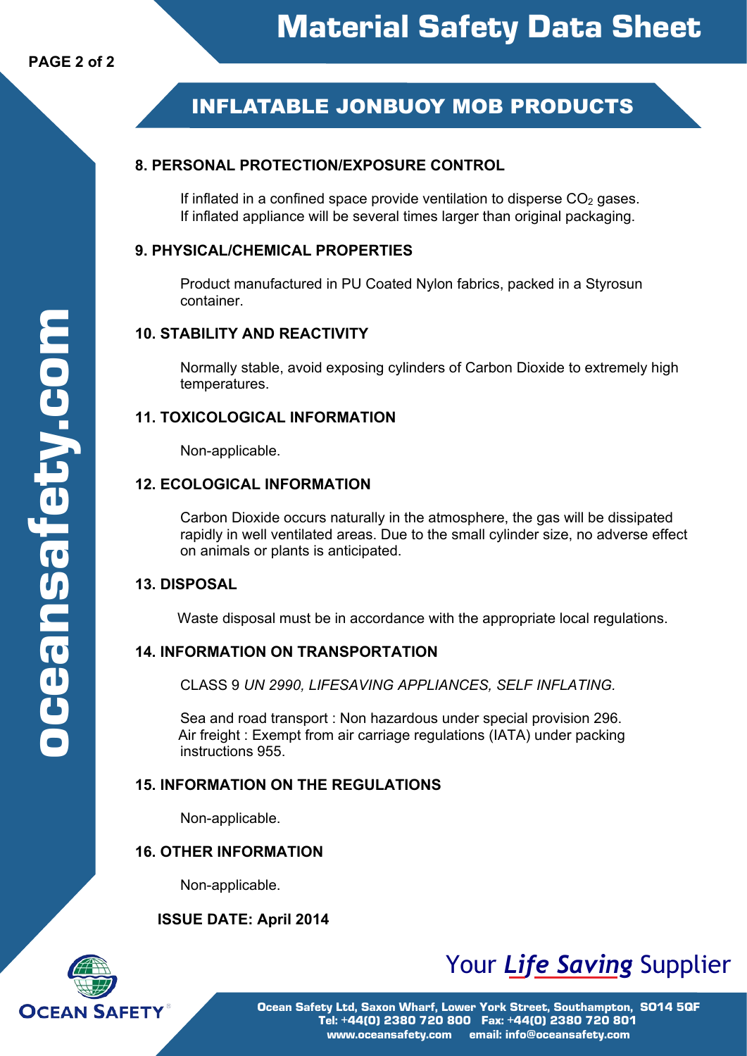# Material Safety Data Sheet

## INFLATABLE JONBUOY MOB PRODUCTS

### 8. PERSONAL PROTECTION/EXPOSURE CONTROL

If inflated in a confined space provide ventilation to disperse $CO_2$ gases.
If inflated appliance will be several times larger than original packaging.

### 9. PHYSICAL/CHEMICAL PROPERTIES

Product manufactured in PU Coated Nylon fabrics, packed in a Styrosun container.

### 10. STABILITY AND REACTIVITY

Normally stable, avoid exposing cylinders of Carbon Dioxide to extremely high temperatures.

### 11. TOXICOLOGICAL INFORMATION

Non-applicable.

### 12. ECOLOGICAL INFORMATION

Carbon Dioxide occurs naturally in the atmosphere, the gas will be dissipated rapidly in well ventilated areas. Due to the small cylinder size, no adverse effect on animals or plants is anticipated.

### 13. DISPOSAL

Waste disposal must be in accordance with the appropriate local regulations.

### 14. INFORMATION ON TRANSPORTATION

CLASS 9 *UN 2990, LIFESAVING APPLIANCES, SELF INFLATING.*

Sea and road transport : Non hazardous under special provision 296.
Air freight : Exempt from air carriage regulations (IATA) under packing instructions 955.

### 15. INFORMATION ON THE REGULATIONS

Non-applicable.

### 16. OTHER INFORMATION

Non-applicable.

**ISSUE DATE: April 2014**

Your ***Life Saving*** Supplier

**Ocean Safety Ltd, Saxon Wharf, Lower York Street, Southampton, SO14 5QF**
**Tel: +44(0) 2380 720 800 Fax: +44(0) 2380 720 801**
**www.oceansafety.com email: info@oceansafety.com**